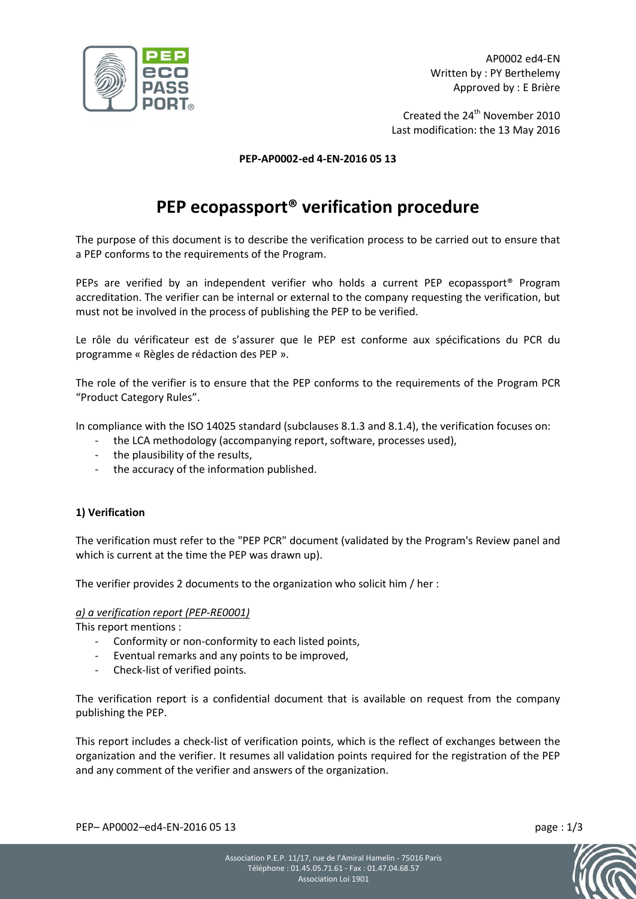AP0002 ed4-EN
Written by : PY Berthelemy
Approved by : E Brière

Created the 24th November 2010
Last modification: the 13 May 2016

**PEP-AP0002-ed 4-EN-2016 05 13**

# PEP ecopassport® verification procedure

The purpose of this document is to describe the verification process to be carried out to ensure that a PEP conforms to the requirements of the Program.

PEPs are verified by an independent verifier who holds a current PEP ecopassport® Program accreditation. The verifier can be internal or external to the company requesting the verification, but must not be involved in the process of publishing the PEP to be verified.

Le rôle du vérificateur est de s'assurer que le PEP est conforme aux spécifications du PCR du programme « Règles de rédaction des PEP ».

The role of the verifier is to ensure that the PEP conforms to the requirements of the Program PCR "Product Category Rules".

In compliance with the ISO 14025 standard (subclauses 8.1.3 and 8.1.4), the verification focuses on:

- the LCA methodology (accompanying report, software, processes used),
- the plausibility of the results,
- the accuracy of the information published.

## 1) Verification

The verification must refer to the "PEP PCR" document (validated by the Program's Review panel and which is current at the time the PEP was drawn up).

The verifier provides 2 documents to the organization who solicit him / her :

*a) a verification report (PEP-RE0001)*

This report mentions :

- Conformity or non-conformity to each listed points,
- Eventual remarks and any points to be improved,
- Check-list of verified points.

The verification report is a confidential document that is available on request from the company publishing the PEP.

This report includes a check-list of verification points, which is the reflect of exchanges between the organization and the verifier. It resumes all validation points required for the registration of the PEP and any comment of the verifier and answers of the organization.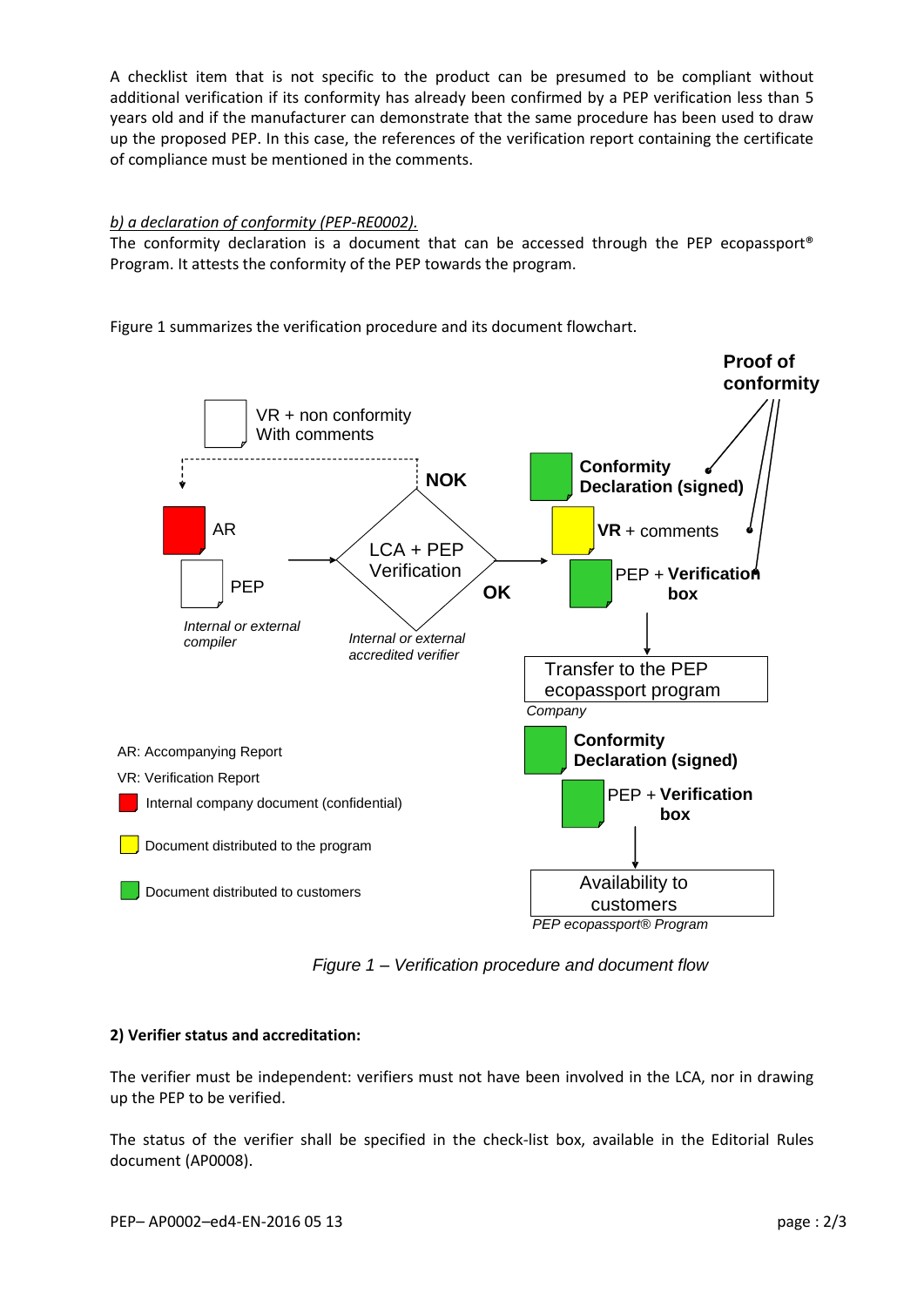A checklist item that is not specific to the product can be presumed to be compliant without additional verification if its conformity has already been confirmed by a PEP verification less than 5 years old and if the manufacturer can demonstrate that the same procedure has been used to draw up the proposed PEP. In this case, the references of the verification report containing the certificate of compliance must be mentioned in the comments.

*b) a declaration of conformity (PEP-RE0002).*

The conformity declaration is a document that can be accessed through the PEP ecopassport® Program. It attests the conformity of the PEP towards the program.

Figure 1 summarizes the verification procedure and its document flowchart.

Proof of conformity

VR + non conformity With comments

NOK

AR

PEP

*Internal or external compiler*

LCA + PEP Verification

*Internal or external accredited verifier*

OK

**Conformity Declaration (signed)**

**VR** + comments

PEP + **Verification box**

Transfer to the PEP ecopassport program

*Company*

**Conformity Declaration (signed)**

PEP + **Verification box**

Availability to customers

*PEP ecopassport® Program*

AR: Accompanying Report

VR: Verification Report

Internal company document (confidential)

Document distributed to the program

Document distributed to customers

*Figure 1 – Verification procedure and document flow*

**2) Verifier status and accreditation:**

The verifier must be independent: verifiers must not have been involved in the LCA, nor in drawing up the PEP to be verified.

The status of the verifier shall be specified in the check-list box, available in the Editorial Rules document (AP0008).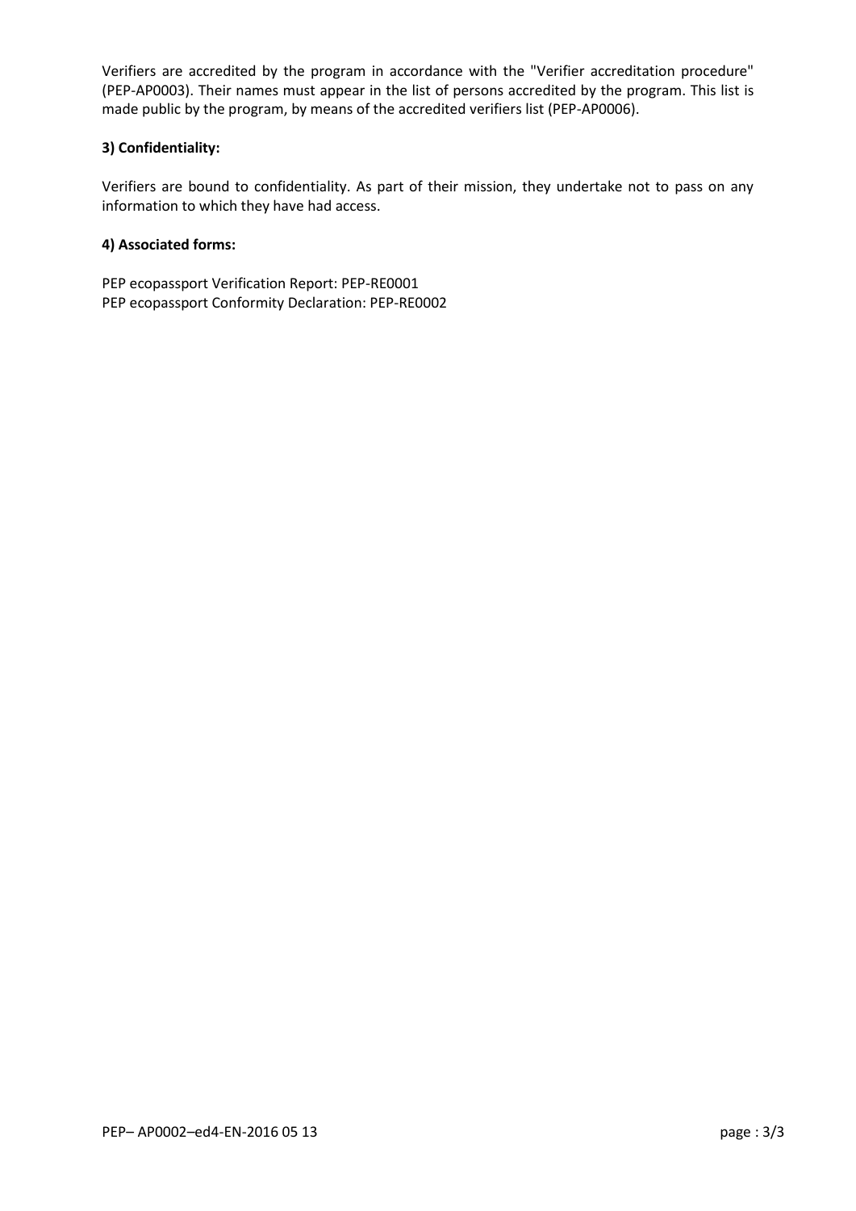Verifiers are accredited by the program in accordance with the "Verifier accreditation procedure" (PEP-AP0003). Their names must appear in the list of persons accredited by the program. This list is made public by the program, by means of the accredited verifiers list (PEP-AP0006).

**3) Confidentiality:**

Verifiers are bound to confidentiality. As part of their mission, they undertake not to pass on any information to which they have had access.

**4) Associated forms:**

PEP ecopassport Verification Report: PEP-RE0001
PEP ecopassport Conformity Declaration: PEP-RE0002